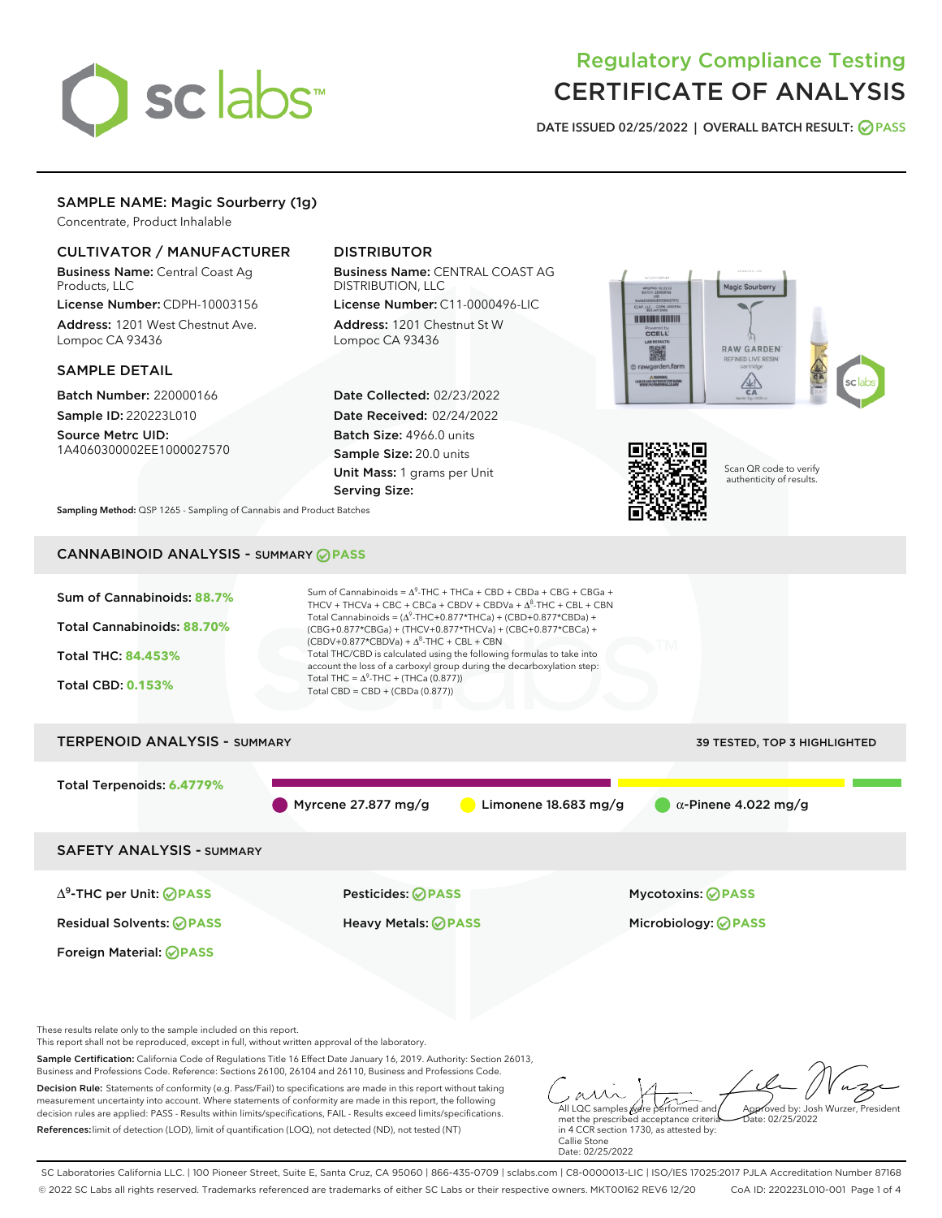# Regulatory Compliance Testing
# CERTIFICATE OF ANALYSIS

DATE ISSUED 02/25/2022 | OVERALL BATCH RESULT: PASS

## SAMPLE NAME: Magic Sourberry (1g)

Concentrate, Product Inhalable

### CULTIVATOR / MANUFACTURER

**Business Name:** Central Coast Ag Products, LLC

**License Number:** CDPH-10003156

**Address:** 1201 West Chestnut Ave. Lompoc CA 93436

### DISTRIBUTOR

**Business Name:** CENTRAL COAST AG DISTRIBUTION, LLC

**License Number:** C11-0000496-LIC

**Address:** 1201 Chestnut St W Lompoc CA 93436

### SAMPLE DETAIL

**Batch Number:** 220000166

**Sample ID:** 220223L010

**Source Metrc UID:** 1A4060300002EE1000027570

**Date Collected:** 02/23/2022

**Date Received:** 02/24/2022

**Batch Size:** 4966.0 units

**Sample Size:** 20.0 units

**Unit Mass:** 1 grams per Unit

**Serving Size:**

Scan QR code to verify authenticity of results.

**Sampling Method:** QSP 1265 - Sampling of Cannabis and Product Batches

## CANNABINOID ANALYSIS - SUMMARY PASS

**Sum of Cannabinoids:** 88.7%

**Total Cannabinoids:** 88.70%

**Total THC:** 84.453%

**Total CBD:** 0.153%

Sum of Cannabinoids = $\Delta^9$-THC + THCa + CBD + CBDa + CBG + CBGa + THCV + THCVa + CBC + CBCa + CBDV + CBDVa + $\Delta^8$-THC + CBL + CBN

Total Cannabinoids = ($\Delta^9$-THC+0.877*THCa) + (CBD+0.877*CBDa) + (CBG+0.877*CBGa) + (THCV+0.877*THCVa) + (CBC+0.877*CBCa) + (CBDV+0.877*CBDVa) + $\Delta^8$-THC + CBL + CBN

Total THC/CBD is calculated using the following formulas to take into account the loss of a carboxyl group during the decarboxylation step:

Total THC = $\Delta^9$-THC + (THCa (0.877))

Total CBD = CBD + (CBDa (0.877))

## TERPENOID ANALYSIS - SUMMARY

39 TESTED, TOP 3 HIGHLIGHTED

**Total Terpenoids:** 6.4779%

Myrcene 27.877 mg/g | Limonene 18.683 mg/g | α-Pinene 4.022 mg/g

## SAFETY ANALYSIS - SUMMARY

| | | |
|---|---|---|
| $\Delta^9$-THC per Unit: PASS | Pesticides: PASS | Mycotoxins: PASS |
| Residual Solvents: PASS | Heavy Metals: PASS | Microbiology: PASS |
| Foreign Material: PASS | | |

These results relate only to the sample included on this report.
This report shall not be reproduced, except in full, without written approval of the laboratory.

**Sample Certification:** California Code of Regulations Title 16 Effect Date January 16, 2019. Authority: Section 26013, Business and Professions Code. Reference: Sections 26100, 26104 and 26110, Business and Professions Code.

**Decision Rule:** Statements of conformity (e.g. Pass/Fail) to specifications are made in this report without taking measurement uncertainty into account. Where statements of conformity are made in this report, the following decision rules are applied: PASS - Results within limits/specifications, FAIL - Results exceed limits/specifications.

**References:** limit of detection (LOD), limit of quantification (LOQ), not detected (ND), not tested (NT)

All LQC samples were performed and met the prescribed acceptance criteria in 4 CCR section 1730, as attested by: Callie Stone
Date: 02/25/2022

Approved by: Josh Wurzer, President
Date: 02/25/2022

SC Laboratories California LLC. | 100 Pioneer Street, Suite E, Santa Cruz, CA 95060 | 866-435-0709 | sclabs.com | C8-0000013-LIC | ISO/IES 17025:2017 PJLA Accreditation Number 87168
© 2022 SC Labs all rights reserved. Trademarks referenced are trademarks of either SC Labs or their respective owners. MKT00162 REV6 12/20 CoA ID: 220223L010-001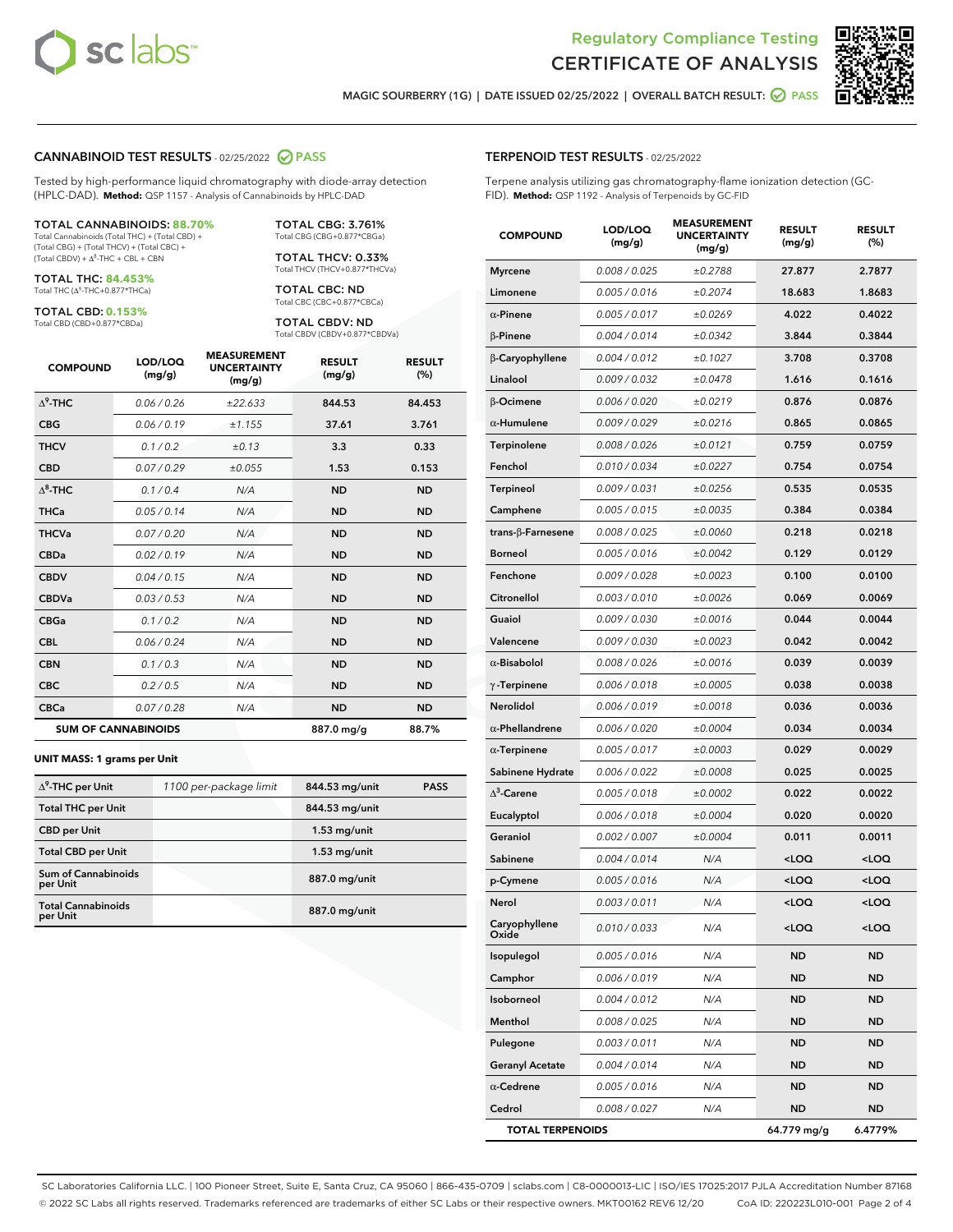Regulatory Compliance Testing
# CERTIFICATE OF ANALYSIS

MAGIC SOURBERRY (1G) | DATE ISSUED 02/25/2022 | OVERALL BATCH RESULT: PASS

## CANNABINOID TEST RESULTS - 02/25/2022 PASS

Tested by high-performance liquid chromatography with diode-array detection (HPLC-DAD). **Method:** QSP 1157 - Analysis of Cannabinoids by HPLC-DAD

**TOTAL CANNABINOIDS: 88.70%**
Total Cannabinoids (Total THC) + (Total CBD) + (Total CBG) + (Total THCV) + (Total CBC) + (Total CBDV) + $\Delta^8$-THC + CBL + CBN

**TOTAL THC: 84.453%**
Total THC ($\Delta^9$-THC+0.877*THCa)

**TOTAL CBD: 0.153%**
Total CBD (CBD+0.877*CBDa)

**TOTAL CBG: 3.761%**
Total CBG (CBG+0.877*CBGa)

**TOTAL THCV: 0.33%**
Total THCV (THCV+0.877*THCVa)

**TOTAL CBC: ND**
Total CBC (CBC+0.877*CBCa)

**TOTAL CBDV: ND**
Total CBDV (CBDV+0.877*CBDVa)

| COMPOUND | LOD/LOQ (mg/g) | MEASUREMENT UNCERTAINTY (mg/g) | RESULT (mg/g) | RESULT (%) |
|---|---|---|---|---|
| $\Delta^9$-THC | 0.06 / 0.26 | ±22.633 | 844.53 | 84.453 |
| CBG | 0.06 / 0.19 | ±1.155 | 37.61 | 3.761 |
| THCV | 0.1 / 0.2 | ±0.13 | 3.3 | 0.33 |
| CBD | 0.07 / 0.29 | ±0.055 | 1.53 | 0.153 |
| $\Delta^8$-THC | 0.1 / 0.4 | N/A | ND | ND |
| THCa | 0.05 / 0.14 | N/A | ND | ND |
| THCVa | 0.07 / 0.20 | N/A | ND | ND |
| CBDa | 0.02 / 0.19 | N/A | ND | ND |
| CBDV | 0.04 / 0.15 | N/A | ND | ND |
| CBDVa | 0.03 / 0.53 | N/A | ND | ND |
| CBGa | 0.1 / 0.2 | N/A | ND | ND |
| CBL | 0.06 / 0.24 | N/A | ND | ND |
| CBN | 0.1 / 0.3 | N/A | ND | ND |
| CBC | 0.2 / 0.5 | N/A | ND | ND |
| CBCa | 0.07 / 0.28 | N/A | ND | ND |
| **SUM OF CANNABINOIDS** | | | 887.0 mg/g | 88.7% |

**UNIT MASS: 1 grams per Unit**

| | | | |
|---|---|---|---|
| $\Delta^9$-THC per Unit | 1100 per-package limit | 844.53 mg/unit | PASS |
| Total THC per Unit | | 844.53 mg/unit | |
| CBD per Unit | | 1.53 mg/unit | |
| Total CBD per Unit | | 1.53 mg/unit | |
| Sum of Cannabinoids per Unit | | 887.0 mg/unit | |
| Total Cannabinoids per Unit | | 887.0 mg/unit | |

## TERPENOID TEST RESULTS - 02/25/2022

Terpene analysis utilizing gas chromatography-flame ionization detection (GC-FID). **Method:** QSP 1192 - Analysis of Terpenoids by GC-FID

| COMPOUND | LOD/LOQ (mg/g) | MEASUREMENT UNCERTAINTY (mg/g) | RESULT (mg/g) | RESULT (%) |
|---|---|---|---|---|
| Myrcene | 0.008 / 0.025 | ±0.2788 | 27.877 | 2.7877 |
| Limonene | 0.005 / 0.016 | ±0.2074 | 18.683 | 1.8683 |
| α-Pinene | 0.005 / 0.017 | ±0.0269 | 4.022 | 0.4022 |
| β-Pinene | 0.004 / 0.014 | ±0.0342 | 3.844 | 0.3844 |
| β-Caryophyllene | 0.004 / 0.012 | ±0.1027 | 3.708 | 0.3708 |
| Linalool | 0.009 / 0.032 | ±0.0478 | 1.616 | 0.1616 |
| β-Ocimene | 0.006 / 0.020 | ±0.0219 | 0.876 | 0.0876 |
| α-Humulene | 0.009 / 0.029 | ±0.0216 | 0.865 | 0.0865 |
| Terpinolene | 0.008 / 0.026 | ±0.0121 | 0.759 | 0.0759 |
| Fenchol | 0.010 / 0.034 | ±0.0227 | 0.754 | 0.0754 |
| Terpineol | 0.009 / 0.031 | ±0.0256 | 0.535 | 0.0535 |
| Camphene | 0.005 / 0.015 | ±0.0035 | 0.384 | 0.0384 |
| trans-β-Farnesene | 0.008 / 0.025 | ±0.0060 | 0.218 | 0.0218 |
| Borneol | 0.005 / 0.016 | ±0.0042 | 0.129 | 0.0129 |
| Fenchone | 0.009 / 0.028 | ±0.0023 | 0.100 | 0.0100 |
| Citronellol | 0.003 / 0.010 | ±0.0026 | 0.069 | 0.0069 |
| Guaiol | 0.009 / 0.030 | ±0.0016 | 0.044 | 0.0044 |
| Valencene | 0.009 / 0.030 | ±0.0023 | 0.042 | 0.0042 |
| α-Bisabolol | 0.008 / 0.026 | ±0.0016 | 0.039 | 0.0039 |
| γ-Terpinene | 0.006 / 0.018 | ±0.0005 | 0.038 | 0.0038 |
| Nerolidol | 0.006 / 0.019 | ±0.0018 | 0.036 | 0.0036 |
| α-Phellandrene | 0.006 / 0.020 | ±0.0004 | 0.034 | 0.0034 |
| α-Terpinene | 0.005 / 0.017 | ±0.0003 | 0.029 | 0.0029 |
| Sabinene Hydrate | 0.006 / 0.022 | ±0.0008 | 0.025 | 0.0025 |
| $\Delta^3$-Carene | 0.005 / 0.018 | ±0.0002 | 0.022 | 0.0022 |
| Eucalyptol | 0.006 / 0.018 | ±0.0004 | 0.020 | 0.0020 |
| Geraniol | 0.002 / 0.007 | ±0.0004 | 0.011 | 0.0011 |
| Sabinene | 0.004 / 0.014 | N/A | <LOQ | <LOQ |
| p-Cymene | 0.005 / 0.016 | N/A | <LOQ | <LOQ |
| Nerol | 0.003 / 0.011 | N/A | <LOQ | <LOQ |
| Caryophyllene Oxide | 0.010 / 0.033 | N/A | <LOQ | <LOQ |
| Isopulegol | 0.005 / 0.016 | N/A | ND | ND |
| Camphor | 0.006 / 0.019 | N/A | ND | ND |
| Isoborneol | 0.004 / 0.012 | N/A | ND | ND |
| Menthol | 0.008 / 0.025 | N/A | ND | ND |
| Pulegone | 0.003 / 0.011 | N/A | ND | ND |
| Geranyl Acetate | 0.004 / 0.014 | N/A | ND | ND |
| α-Cedrene | 0.005 / 0.016 | N/A | ND | ND |
| Cedrol | 0.008 / 0.027 | N/A | ND | ND |
| **TOTAL TERPENOIDS** | | | 64.779 mg/g | 6.4779% |

SC Laboratories California LLC. | 100 Pioneer Street, Suite E, Santa Cruz, CA 95060 | 866-435-0709 | sclabs.com | C8-0000013-LIC | ISO/IES 17025:2017 PJLA Accreditation Number 87168
© 2022 SC Labs all rights reserved. Trademarks referenced are trademarks of either SC Labs or their respective owners. MKT00162 REV6 12/20 CoA ID: 220223L010-001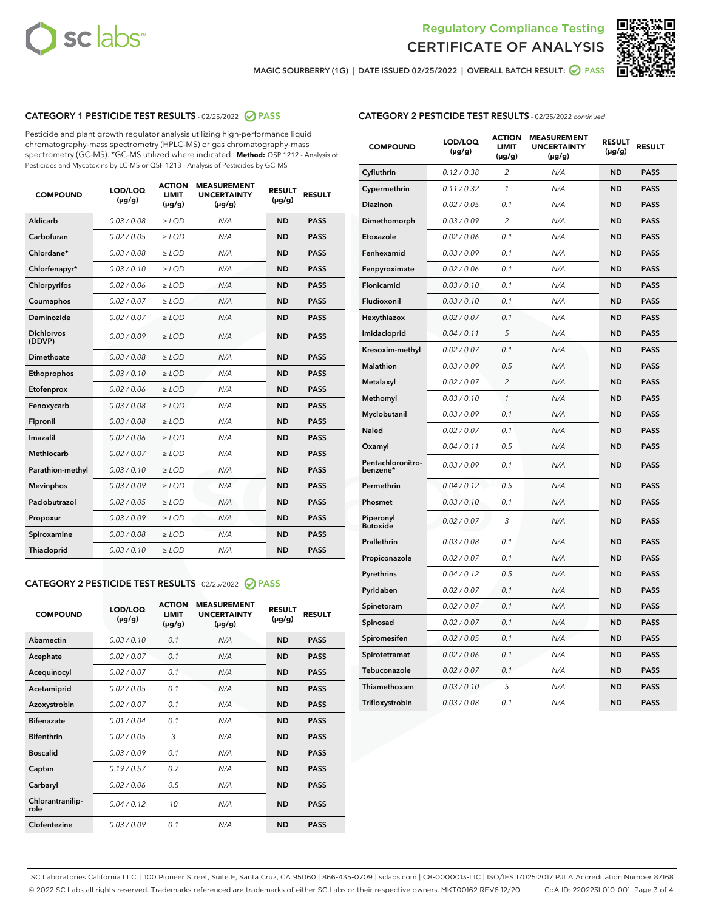Regulatory Compliance Testing
CERTIFICATE OF ANALYSIS

MAGIC SOURBERRY (1G) | DATE ISSUED 02/25/2022 | OVERALL BATCH RESULT: PASS

## CATEGORY 1 PESTICIDE TEST RESULTS - 02/25/2022 PASS

Pesticide and plant growth regulator analysis utilizing high-performance liquid chromatography-mass spectrometry (HPLC-MS) or gas chromatography-mass spectrometry (GC-MS). *GC-MS utilized where indicated. **Method:** QSP 1212 - Analysis of Pesticides and Mycotoxins by LC-MS or QSP 1213 - Analysis of Pesticides by GC-MS

| COMPOUND | LOD/LOQ (µg/g) | ACTION LIMIT (µg/g) | MEASUREMENT UNCERTAINTY (µg/g) | RESULT (µg/g) | RESULT |
|---|---|---|---|---|---|
| Aldicarb | 0.03 / 0.08 | ≥ LOD | N/A | ND | PASS |
| Carbofuran | 0.02 / 0.05 | ≥ LOD | N/A | ND | PASS |
| Chlordane* | 0.03 / 0.08 | ≥ LOD | N/A | ND | PASS |
| Chlorfenapyr* | 0.03 / 0.10 | ≥ LOD | N/A | ND | PASS |
| Chlorpyrifos | 0.02 / 0.06 | ≥ LOD | N/A | ND | PASS |
| Coumaphos | 0.02 / 0.07 | ≥ LOD | N/A | ND | PASS |
| Daminozide | 0.02 / 0.07 | ≥ LOD | N/A | ND | PASS |
| Dichlorvos (DDVP) | 0.03 / 0.09 | ≥ LOD | N/A | ND | PASS |
| Dimethoate | 0.03 / 0.08 | ≥ LOD | N/A | ND | PASS |
| Ethoprophos | 0.03 / 0.10 | ≥ LOD | N/A | ND | PASS |
| Etofenprox | 0.02 / 0.06 | ≥ LOD | N/A | ND | PASS |
| Fenoxycarb | 0.03 / 0.08 | ≥ LOD | N/A | ND | PASS |
| Fipronil | 0.03 / 0.08 | ≥ LOD | N/A | ND | PASS |
| Imazalil | 0.02 / 0.06 | ≥ LOD | N/A | ND | PASS |
| Methiocarb | 0.02 / 0.07 | ≥ LOD | N/A | ND | PASS |
| Parathion-methyl | 0.03 / 0.10 | ≥ LOD | N/A | ND | PASS |
| Mevinphos | 0.03 / 0.09 | ≥ LOD | N/A | ND | PASS |
| Paclobutrazol | 0.02 / 0.05 | ≥ LOD | N/A | ND | PASS |
| Propoxur | 0.03 / 0.09 | ≥ LOD | N/A | ND | PASS |
| Spiroxamine | 0.03 / 0.08 | ≥ LOD | N/A | ND | PASS |
| Thiacloprid | 0.03 / 0.10 | ≥ LOD | N/A | ND | PASS |

## CATEGORY 2 PESTICIDE TEST RESULTS - 02/25/2022 PASS

| COMPOUND | LOD/LOQ (µg/g) | ACTION LIMIT (µg/g) | MEASUREMENT UNCERTAINTY (µg/g) | RESULT (µg/g) | RESULT |
|---|---|---|---|---|---|
| Abamectin | 0.03 / 0.10 | 0.1 | N/A | ND | PASS |
| Acephate | 0.02 / 0.07 | 0.1 | N/A | ND | PASS |
| Acequinocyl | 0.02 / 0.07 | 0.1 | N/A | ND | PASS |
| Acetamiprid | 0.02 / 0.05 | 0.1 | N/A | ND | PASS |
| Azoxystrobin | 0.02 / 0.07 | 0.1 | N/A | ND | PASS |
| Bifenazate | 0.01 / 0.04 | 0.1 | N/A | ND | PASS |
| Bifenthrin | 0.02 / 0.05 | 3 | N/A | ND | PASS |
| Boscalid | 0.03 / 0.09 | 0.1 | N/A | ND | PASS |
| Captan | 0.19 / 0.57 | 0.7 | N/A | ND | PASS |
| Carbaryl | 0.02 / 0.06 | 0.5 | N/A | ND | PASS |
| Chlorantraniliprole | 0.04 / 0.12 | 10 | N/A | ND | PASS |
| Clofentezine | 0.03 / 0.09 | 0.1 | N/A | ND | PASS |
| Cyfluthrin | 0.12 / 0.38 | 2 | N/A | ND | PASS |
| Cypermethrin | 0.11 / 0.32 | 1 | N/A | ND | PASS |
| Diazinon | 0.02 / 0.05 | 0.1 | N/A | ND | PASS |
| Dimethomorph | 0.03 / 0.09 | 2 | N/A | ND | PASS |
| Etoxazole | 0.02 / 0.06 | 0.1 | N/A | ND | PASS |
| Fenhexamid | 0.03 / 0.09 | 0.1 | N/A | ND | PASS |
| Fenpyroximate | 0.02 / 0.06 | 0.1 | N/A | ND | PASS |
| Flonicamid | 0.03 / 0.10 | 0.1 | N/A | ND | PASS |
| Fludioxonil | 0.03 / 0.10 | 0.1 | N/A | ND | PASS |
| Hexythiazox | 0.02 / 0.07 | 0.1 | N/A | ND | PASS |
| Imidacloprid | 0.04 / 0.11 | 5 | N/A | ND | PASS |
| Kresoxim-methyl | 0.02 / 0.07 | 0.1 | N/A | ND | PASS |
| Malathion | 0.03 / 0.09 | 0.5 | N/A | ND | PASS |
| Metalaxyl | 0.02 / 0.07 | 2 | N/A | ND | PASS |
| Methomyl | 0.03 / 0.10 | 1 | N/A | ND | PASS |
| Myclobutanil | 0.03 / 0.09 | 0.1 | N/A | ND | PASS |
| Naled | 0.02 / 0.07 | 0.1 | N/A | ND | PASS |
| Oxamyl | 0.04 / 0.11 | 0.5 | N/A | ND | PASS |
| Pentachloronitrobenzene* | 0.03 / 0.09 | 0.1 | N/A | ND | PASS |
| Permethrin | 0.04 / 0.12 | 0.5 | N/A | ND | PASS |
| Phosmet | 0.03 / 0.10 | 0.1 | N/A | ND | PASS |
| Piperonyl Butoxide | 0.02 / 0.07 | 3 | N/A | ND | PASS |
| Prallethrin | 0.03 / 0.08 | 0.1 | N/A | ND | PASS |
| Propiconazole | 0.02 / 0.07 | 0.1 | N/A | ND | PASS |
| Pyrethrins | 0.04 / 0.12 | 0.5 | N/A | ND | PASS |
| Pyridaben | 0.02 / 0.07 | 0.1 | N/A | ND | PASS |
| Spinetoram | 0.02 / 0.07 | 0.1 | N/A | ND | PASS |
| Spinosad | 0.02 / 0.07 | 0.1 | N/A | ND | PASS |
| Spiromesifen | 0.02 / 0.05 | 0.1 | N/A | ND | PASS |
| Spirotetramat | 0.02 / 0.06 | 0.1 | N/A | ND | PASS |
| Tebuconazole | 0.02 / 0.07 | 0.1 | N/A | ND | PASS |
| Thiamethoxam | 0.03 / 0.10 | 5 | N/A | ND | PASS |
| Trifloxystrobin | 0.03 / 0.08 | 0.1 | N/A | ND | PASS |

SC Laboratories California LLC. | 100 Pioneer Street, Suite E, Santa Cruz, CA 95060 | 866-435-0709 | sclabs.com | C8-0000013-LIC | ISO/IES 17025:2017 PJLA Accreditation Number 87168
© 2022 SC Labs all rights reserved. Trademarks referenced are trademarks of either SC Labs or their respective owners. MKT00162 REV6 12/20 CoA ID: 220223L010-001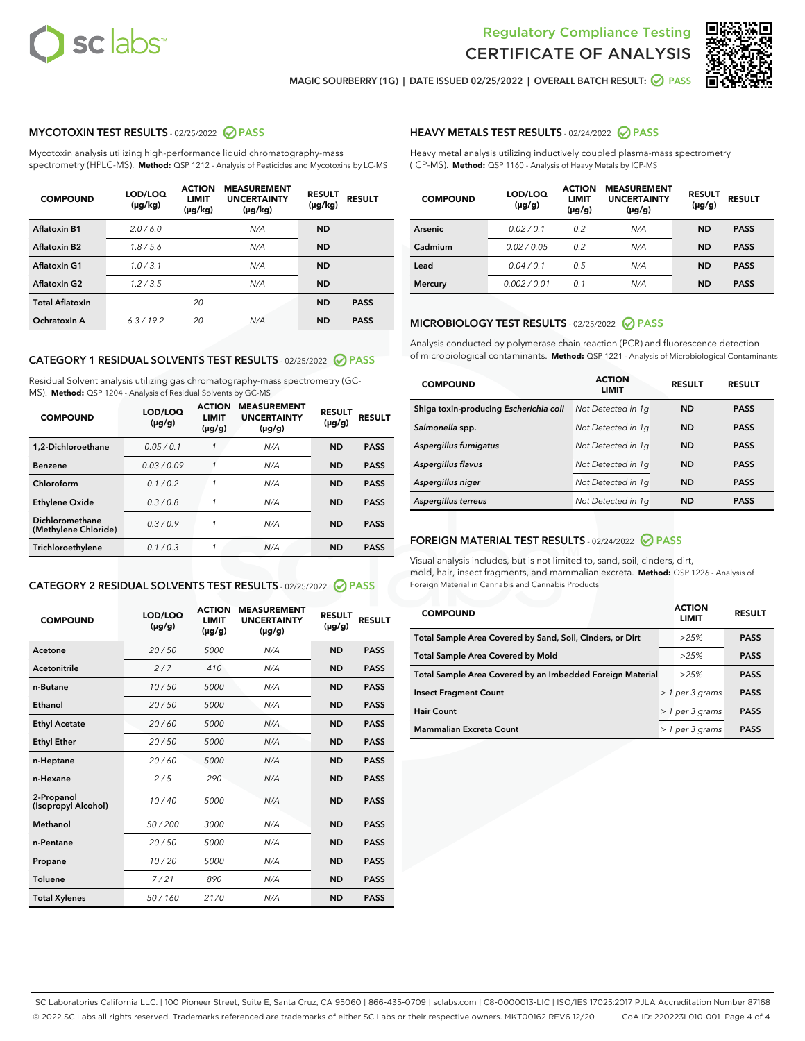Regulatory Compliance Testing

# CERTIFICATE OF ANALYSIS

MAGIC SOURBERRY (1G) | DATE ISSUED 02/25/2022 | OVERALL BATCH RESULT: PASS

## MYCOTOXIN TEST RESULTS - 02/25/2022 PASS

Mycotoxin analysis utilizing high-performance liquid chromatography-mass spectrometry (HPLC-MS). **Method:** QSP 1212 - Analysis of Pesticides and Mycotoxins by LC-MS

| COMPOUND | LOD/LOQ (µg/kg) | ACTION LIMIT (µg/kg) | MEASUREMENT UNCERTAINTY (µg/kg) | RESULT (µg/kg) | RESULT |
|---|---|---|---|---|---|
| Aflatoxin B1 | 2.0 / 6.0 | | N/A | ND | |
| Aflatoxin B2 | 1.8 / 5.6 | | N/A | ND | |
| Aflatoxin G1 | 1.0 / 3.1 | | N/A | ND | |
| Aflatoxin G2 | 1.2 / 3.5 | | N/A | ND | |
| Total Aflatoxin | | 20 | | ND | PASS |
| Ochratoxin A | 6.3 / 19.2 | 20 | N/A | ND | PASS |

## CATEGORY 1 RESIDUAL SOLVENTS TEST RESULTS - 02/25/2022 PASS

Residual Solvent analysis utilizing gas chromatography-mass spectrometry (GC-MS). **Method:** QSP 1204 - Analysis of Residual Solvents by GC-MS

| COMPOUND | LOD/LOQ (µg/g) | ACTION LIMIT (µg/g) | MEASUREMENT UNCERTAINTY (µg/g) | RESULT (µg/g) | RESULT |
|---|---|---|---|---|---|
| 1,2-Dichloroethane | 0.05 / 0.1 | 1 | N/A | ND | PASS |
| Benzene | 0.03 / 0.09 | 1 | N/A | ND | PASS |
| Chloroform | 0.1 / 0.2 | 1 | N/A | ND | PASS |
| Ethylene Oxide | 0.3 / 0.8 | 1 | N/A | ND | PASS |
| Dichloromethane (Methylene Chloride) | 0.3 / 0.9 | 1 | N/A | ND | PASS |
| Trichloroethylene | 0.1 / 0.3 | 1 | N/A | ND | PASS |

## CATEGORY 2 RESIDUAL SOLVENTS TEST RESULTS - 02/25/2022 PASS

| COMPOUND | LOD/LOQ (µg/g) | ACTION LIMIT (µg/g) | MEASUREMENT UNCERTAINTY (µg/g) | RESULT (µg/g) | RESULT |
|---|---|---|---|---|---|
| Acetone | 20 / 50 | 5000 | N/A | ND | PASS |
| Acetonitrile | 2 / 7 | 410 | N/A | ND | PASS |
| n-Butane | 10 / 50 | 5000 | N/A | ND | PASS |
| Ethanol | 20 / 50 | 5000 | N/A | ND | PASS |
| Ethyl Acetate | 20 / 60 | 5000 | N/A | ND | PASS |
| Ethyl Ether | 20 / 50 | 5000 | N/A | ND | PASS |
| n-Heptane | 20 / 60 | 5000 | N/A | ND | PASS |
| n-Hexane | 2 / 5 | 290 | N/A | ND | PASS |
| 2-Propanol (Isopropyl Alcohol) | 10 / 40 | 5000 | N/A | ND | PASS |
| Methanol | 50 / 200 | 3000 | N/A | ND | PASS |
| n-Pentane | 20 / 50 | 5000 | N/A | ND | PASS |
| Propane | 10 / 20 | 5000 | N/A | ND | PASS |
| Toluene | 7 / 21 | 890 | N/A | ND | PASS |
| Total Xylenes | 50 / 160 | 2170 | N/A | ND | PASS |

## HEAVY METALS TEST RESULTS - 02/24/2022 PASS

Heavy metal analysis utilizing inductively coupled plasma-mass spectrometry (ICP-MS). **Method:** QSP 1160 - Analysis of Heavy Metals by ICP-MS

| COMPOUND | LOD/LOQ (µg/g) | ACTION LIMIT (µg/g) | MEASUREMENT UNCERTAINTY (µg/g) | RESULT (µg/g) | RESULT |
|---|---|---|---|---|---|
| Arsenic | 0.02 / 0.1 | 0.2 | N/A | ND | PASS |
| Cadmium | 0.02 / 0.05 | 0.2 | N/A | ND | PASS |
| Lead | 0.04 / 0.1 | 0.5 | N/A | ND | PASS |
| Mercury | 0.002 / 0.01 | 0.1 | N/A | ND | PASS |

## MICROBIOLOGY TEST RESULTS - 02/25/2022 PASS

Analysis conducted by polymerase chain reaction (PCR) and fluorescence detection of microbiological contaminants. **Method:** QSP 1221 - Analysis of Microbiological Contaminants

| COMPOUND | ACTION LIMIT | RESULT | RESULT |
|---|---|---|---|
| Shiga toxin-producing *Escherichia coli* | Not Detected in 1g | ND | PASS |
| *Salmonella* spp. | Not Detected in 1g | ND | PASS |
| *Aspergillus fumigatus* | Not Detected in 1g | ND | PASS |
| *Aspergillus flavus* | Not Detected in 1g | ND | PASS |
| *Aspergillus niger* | Not Detected in 1g | ND | PASS |
| *Aspergillus terreus* | Not Detected in 1g | ND | PASS |

## FOREIGN MATERIAL TEST RESULTS - 02/24/2022 PASS

Visual analysis includes, but is not limited to, sand, soil, cinders, dirt, mold, hair, insect fragments, and mammalian excreta. **Method:** QSP 1226 - Analysis of Foreign Material in Cannabis and Cannabis Products

| COMPOUND | ACTION LIMIT | RESULT |
|---|---|---|
| Total Sample Area Covered by Sand, Soil, Cinders, or Dirt | >25% | PASS |
| Total Sample Area Covered by Mold | >25% | PASS |
| Total Sample Area Covered by an Imbedded Foreign Material | >25% | PASS |
| Insect Fragment Count | > 1 per 3 grams | PASS |
| Hair Count | > 1 per 3 grams | PASS |
| Mammalian Excreta Count | > 1 per 3 grams | PASS |

SC Laboratories California LLC. | 100 Pioneer Street, Suite E, Santa Cruz, CA 95060 | 866-435-0709 | sclabs.com | C8-0000013-LIC | ISO/IES 17025:2017 PJLA Accreditation Number 87168
© 2022 SC Labs all rights reserved. Trademarks referenced are trademarks of either SC Labs or their respective owners. MKT00162 REV6 12/20 CoA ID: 220223L010-001